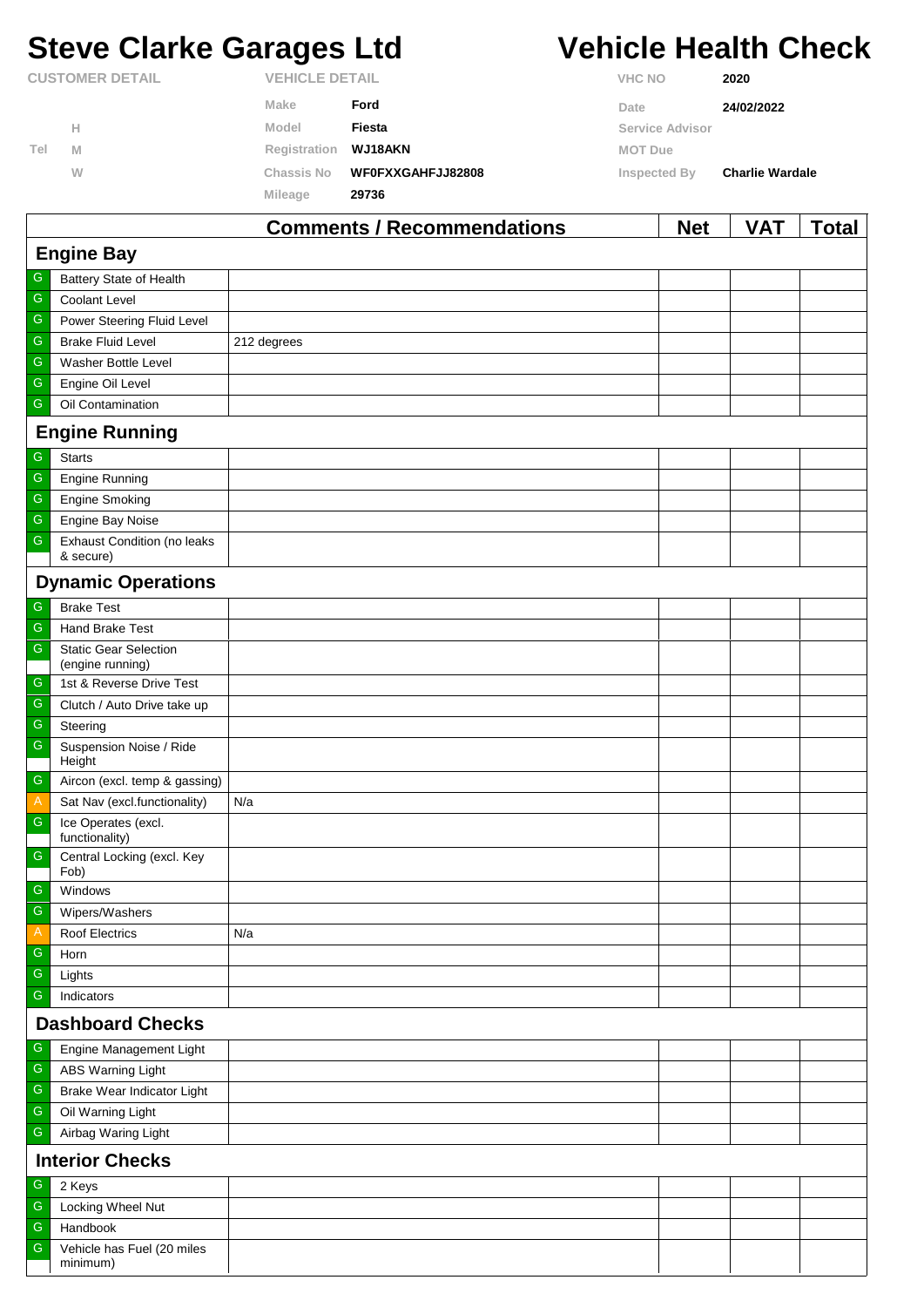# Steve Clarke Garages Ltd

# Vehicle Health Check

| CUSTOMER DETAIL | | VEHICLE DETAIL | | VHC NO | 2020 |
|---|---|---|---|---|---|
| | | Make | Ford | Date | 24/02/2022 |
| | H | Model | Fiesta | Service Advisor | |
| Tel | M | Registration | WJ18AKN | MOT Due | |
| | W | Chassis No | WF0FXXGAHFJJ82808 | Inspected By | Charlie Wardale |
| | | Mileage | 29736 | | |

| | | Comments / Recommendations | Net | VAT | Total |
|---|---|---|---|---|---|
| **Engine Bay** | | | | | |
| G | Battery State of Health | | | | |
| G | Coolant Level | | | | |
| G | Power Steering Fluid Level | | | | |
| G | Brake Fluid Level | 212 degrees | | | |
| G | Washer Bottle Level | | | | |
| G | Engine Oil Level | | | | |
| G | Oil Contamination | | | | |
| **Engine Running** | | | | | |
| G | Starts | | | | |
| G | Engine Running | | | | |
| G | Engine Smoking | | | | |
| G | Engine Bay Noise | | | | |
| G | Exhaust Condition (no leaks & secure) | | | | |
| **Dynamic Operations** | | | | | |
| G | Brake Test | | | | |
| G | Hand Brake Test | | | | |
| G | Static Gear Selection (engine running) | | | | |
| G | 1st & Reverse Drive Test | | | | |
| G | Clutch / Auto Drive take up | | | | |
| G | Steering | | | | |
| G | Suspension Noise / Ride Height | | | | |
| G | Aircon (excl. temp & gassing) | | | | |
| A | Sat Nav (excl.functionality) | N/a | | | |
| G | Ice Operates (excl. functionality) | | | | |
| G | Central Locking (excl. Key Fob) | | | | |
| G | Windows | | | | |
| G | Wipers/Washers | | | | |
| A | Roof Electrics | N/a | | | |
| G | Horn | | | | |
| G | Lights | | | | |
| G | Indicators | | | | |
| **Dashboard Checks** | | | | | |
| G | Engine Management Light | | | | |
| G | ABS Warning Light | | | | |
| G | Brake Wear Indicator Light | | | | |
| G | Oil Warning Light | | | | |
| G | Airbag Waring Light | | | | |
| **Interior Checks** | | | | | |
| G | 2 Keys | | | | |
| G | Locking Wheel Nut | | | | |
| G | Handbook | | | | |
| G | Vehicle has Fuel (20 miles minimum) | | | | |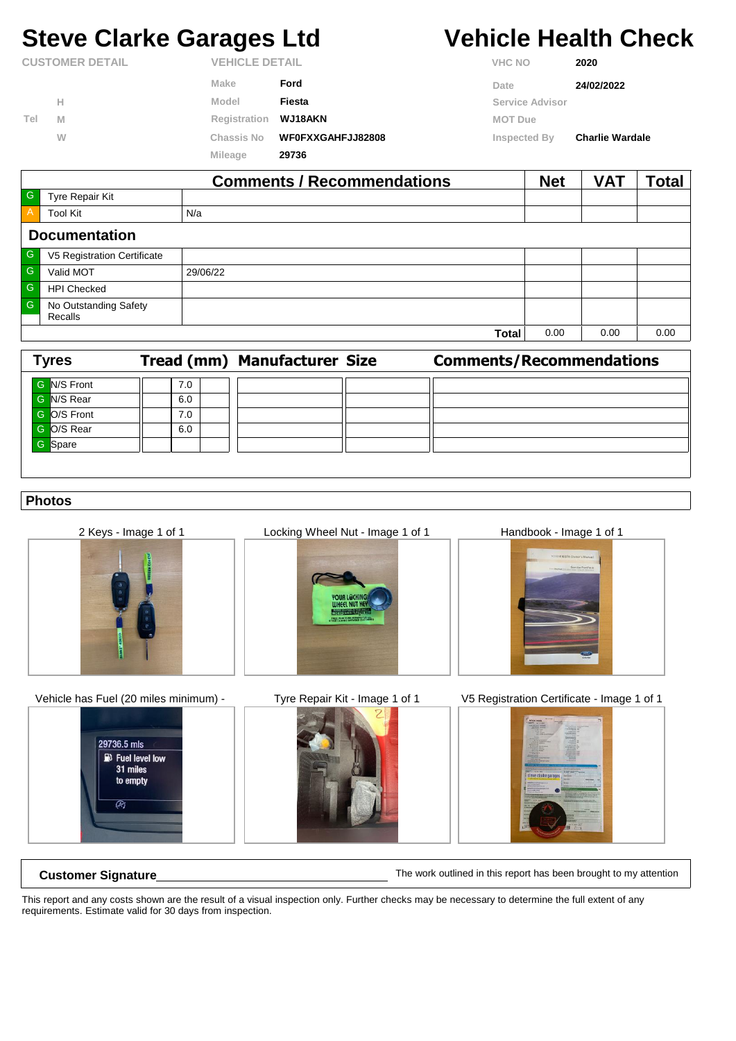# Steve Clarke Garages Ltd

# Vehicle Health Check

| CUSTOMER DETAIL | | VEHICLE DETAIL | | | |
|---|---|---|---|---|---|
| | | Make | Ford | VHC NO | 2020 |
| | H | Model | Fiesta | Date | 24/02/2022 |
| Tel | M | Registration | WJ18AKN | Service Advisor | |
| | W | Chassis No | WF0FXXGAHFJJ82808 | MOT Due | |
| | | Mileage | 29736 | Inspected By | Charlie Wardale |

| | | Comments / Recommendations | Net | VAT | Total |
|---|---|---|---|---|---|
| G | Tyre Repair Kit | | | | |
| A | Tool Kit | N/a | | | |
| **Documentation** | | | | | |
| G | V5 Registration Certificate | | | | |
| G | Valid MOT | 29/06/22 | | | |
| G | HPI Checked | | | | |
| G | No Outstanding Safety Recalls | | | | |
| | | **Total** | 0.00 | 0.00 | 0.00 |

| | Tyres | Tread (mm) | | Manufacturer | Size | Comments/Recommendations |
|---|---|---|---|---|---|---|
| G | N/S Front | 7.0 | | | | |
| G | N/S Rear | 6.0 | | | | |
| G | O/S Front | 7.0 | | | | |
| G | O/S Rear | 6.0 | | | | |
| G | Spare | | | | | |

## Photos

2 Keys - Image 1 of 1

Locking Wheel Nut - Image 1 of 1

Handbook - Image 1 of 1

Vehicle has Fuel (20 miles minimum) -

Tyre Repair Kit - Image 1 of 1

V5 Registration Certificate - Image 1 of 1

**Customer Signature**\_\_\_\_\_\_\_\_\_\_\_\_\_\_\_\_\_\_\_\_\_\_\_\_\_\_\_\_\_\_\_\_\_\_\_\_ The work outlined in this report has been brought to my attention

This report and any costs shown are the result of a visual inspection only. Further checks may be necessary to determine the full extent of any requirements. Estimate valid for 30 days from inspection.